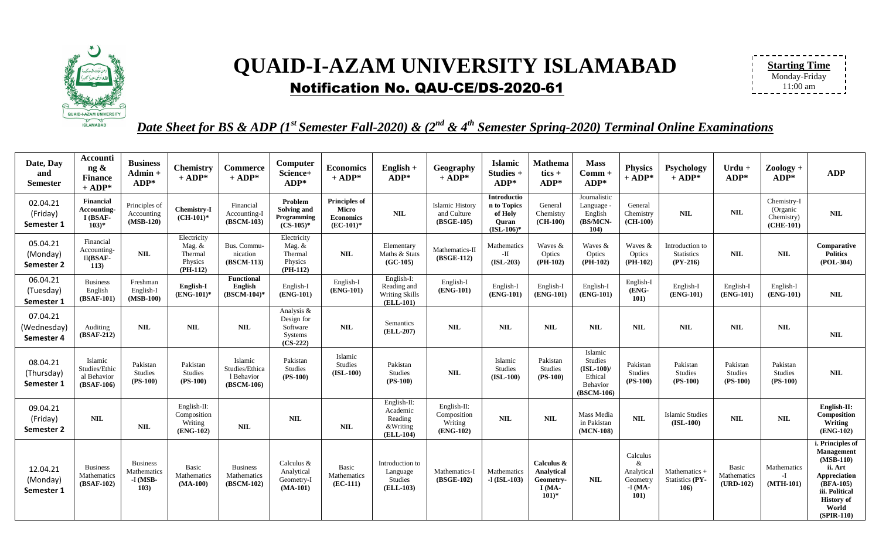# QUAID-I-AZAM UNIVERSITY ISLAMABAD

## Notification No. QAU-CE/DS-2020-61

**Starting Time**
Monday-Friday
11:00 am

***Date Sheet for BS & ADP (1st Semester Fall-2020) & (2nd & 4th Semester Spring-2020) Terminal Online Examinations***

| Date, Day and Semester | Accounting & Finance + ADP* | Business Admin + ADP* | Chemistry + ADP* | Commerce + ADP* | Computer Science+ ADP* | Economics + ADP* | English + ADP* | Geography + ADP* | Islamic Studies + ADP* | Mathematics + ADP* | Mass Comm + ADP* | Physics + ADP* | Psychology + ADP* | Urdu + ADP* | Zoology + ADP* | ADP |
|---|---|---|---|---|---|---|---|---|---|---|---|---|---|---|---|---|
| 02.04.21 (Friday) Semester 1 | **Financial Accounting-I (BSAF-103)*** | Principles of Accounting (MSB-120) | **Chemistry-I (CH-101)*** | Financial Accounting-I (BSCM-103) | **Problem Solving and Programming (CS-105)*** | **Principles of Micro Economics (EC-101)*** | NIL | Islamic History and Culture (BSGE-105) | **Introduction to Topics of Holy Quran (ISL-106)*** | General Chemistry (CH-100) | Journalistic Language - English (BS/MCN-104) | General Chemistry (CH-100) | NIL | NIL | Chemistry-I (Organic Chemistry) (CHE-101) | NIL |
| 05.04.21 (Monday) Semester 2 | Financial Accounting-II(BSAF-113) | NIL | Electricity Mag. & Thermal Physics (PH-112) | Bus. Communication (BSCM-113) | Electricity Mag. & Thermal Physics (PH-112) | NIL | Elementary Maths & Stats (GC-105) | Mathematics-II (BSGE-112) | Mathematics -II (ISL-203) | Waves & Optics (PH-102) | Waves & Optics (PH-102) | Waves & Optics (PH-102) | Introduction to Statistics (PY-216) | NIL | NIL | **Comparative Politics (POL-304)** |
| 06.04.21 (Tuesday) Semester 1 | Business English (BSAF-101) | Freshman English-I (MSB-100) | **English-I (ENG-101)*** | **Functional English (BSCM-104)*** | English-I (ENG-101) | English-I (ENG-101) | English-I: Reading and Writing Skills (ELL-101) | English-I (ENG-101) | English-I (ENG-101) | English-I (ENG-101) | English-I (ENG-101) | English-I (ENG-101) | English-I (ENG-101) | English-I (ENG-101) | English-I (ENG-101) | NIL |
| 07.04.21 (Wednesday) Semester 4 | Auditing (BSAF-212) | NIL | NIL | NIL | Analysis & Design for Software Systems (CS-222) | NIL | Semantics (ELL-207) | NIL | NIL | NIL | NIL | NIL | NIL | NIL | NIL | NIL |
| 08.04.21 (Thursday) Semester 1 | Islamic Studies/Ethical Behavior (BSAF-106) | Pakistan Studies (PS-100) | Pakistan Studies (PS-100) | Islamic Studies/Ethical Behavior (BSCM-106) | Pakistan Studies (PS-100) | Islamic Studies (ISL-100) | Pakistan Studies (PS-100) | NIL | Islamic Studies (ISL-100) | Pakistan Studies (PS-100) | Islamic Studies (ISL-100)/ Ethical Behavior (BSCM-106) | Pakistan Studies (PS-100) | Pakistan Studies (PS-100) | Pakistan Studies (PS-100) | Pakistan Studies (PS-100) | NIL |
| 09.04.21 (Friday) Semester 2 | NIL | NIL | English-II: Composition Writing (ENG-102) | NIL | NIL | NIL | English-II: Academic Reading &Writing (ELL-104) | English-II: Composition Writing (ENG-102) | NIL | NIL | Mass Media in Pakistan (MCN-108) | NIL | Islamic Studies (ISL-100) | NIL | NIL | **English-II: Composition Writing (ENG-102)** |
| 12.04.21 (Monday) Semester 1 | Business Mathematics (BSAF-102) | Business Mathematics -I (MSB-103) | Basic Mathematics (MA-100) | Business Mathematics (BSCM-102) | Calculus & Analytical Geometry-I (MA-101) | Basic Mathematics (EC-111) | Introduction to Language Studies (ELL-103) | Mathematics-I (BSGE-102) | Mathematics -I (ISL-103) | **Calculus & Analytical Geometry-I (MA-101)*** | NIL | Calculus & Analytical Geometry -I (MA-101) | Mathematics + Statistics (PY-106) | Basic Mathematics (URD-102) | Mathematics -I (MTH-101) | **i. Principles of Management (MSB-110) ii. Art Appreciation (BFA-105) iii. Political History of World (SPIR-110)** |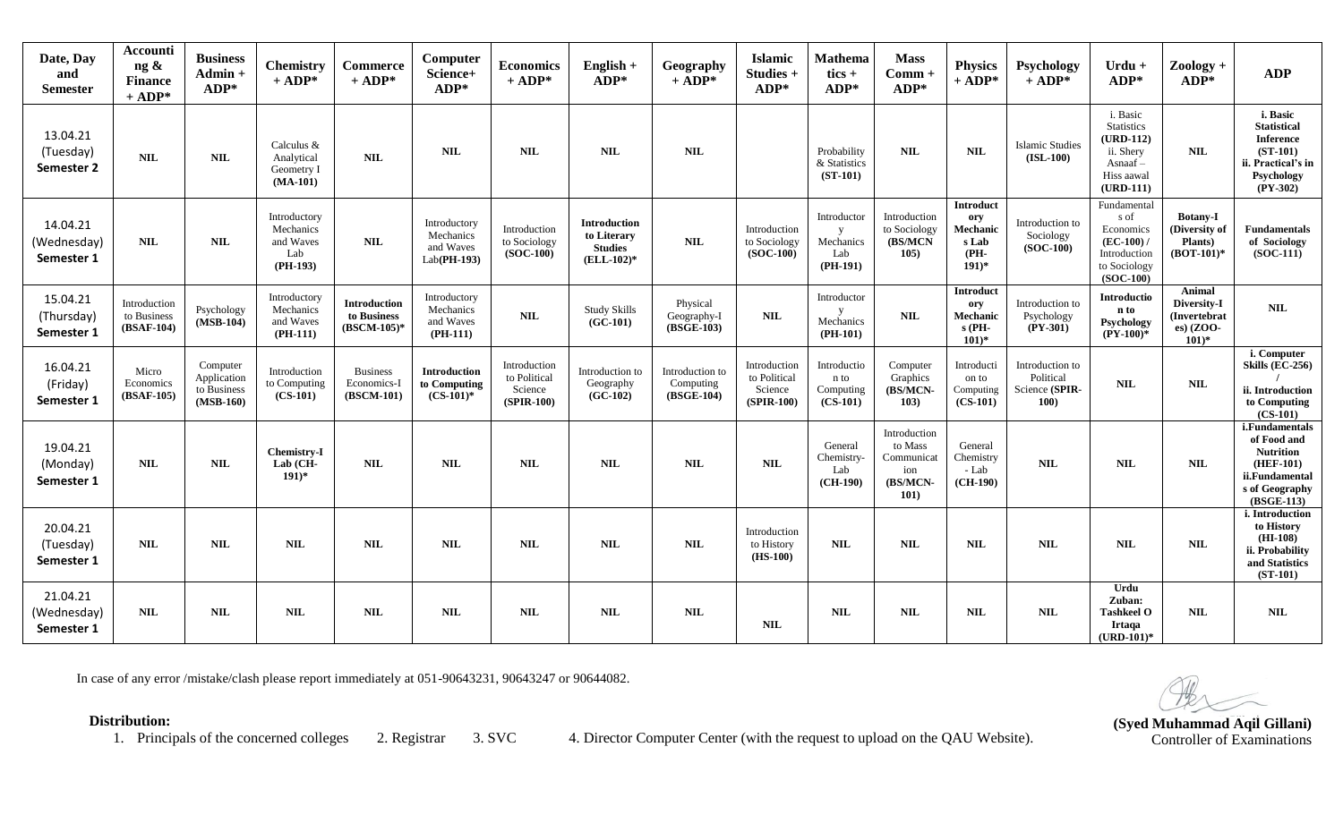| Date, Day and Semester | Accounting & Finance + ADP* | Business Admin + ADP* | Chemistry + ADP* | Commerce + ADP* | Computer Science+ ADP* | Economics + ADP* | English + ADP* | Geography + ADP* | Islamic Studies + ADP* | Mathematics + ADP* | Mass Comm + ADP* | Physics + ADP* | Psychology + ADP* | Urdu + ADP* | Zoology + ADP* | ADP |
|---|---|---|---|---|---|---|---|---|---|---|---|---|---|---|---|---|
| 13.04.21 (Tuesday) **Semester 2** | **NIL** | **NIL** | Calculus & Analytical Geometry I **(MA-101)** | **NIL** | **NIL** | **NIL** | **NIL** | **NIL** | | Probability & Statistics **(ST-101)** | **NIL** | **NIL** | Islamic Studies **(ISL-100)** | i. Basic Statistics **(URD-112)** ii. Shery Asnaaf – Hiss aawal **(URD-111)** | **NIL** | **i. Basic Statistical Inference (ST-101) ii. Practical's in Psychology (PY-302)** |
| 14.04.21 (Wednesday) **Semester 1** | **NIL** | **NIL** | Introductory Mechanics and Waves Lab **(PH-193)** | **NIL** | Introductory Mechanics and Waves Lab**(PH-193)** | Introduction to Sociology **(SOC-100)** | **Introduction to Literary Studies (ELL-102)*** | **NIL** | Introduction to Sociology **(SOC-100)** | Introductory Mechanics Lab **(PH-191)** | Introduction to Sociology **(BS/MCN 105)** | **Introductory Mechanics Lab (PH-191)*** | Introduction to Sociology **(SOC-100)** | Fundamentals of Economics **(EC-100)** / Introduction to Sociology **(SOC-100)** | **Botany-I (Diversity of Plants) (BOT-101)*** | **Fundamentals of Sociology (SOC-111)** |
| 15.04.21 (Thursday) **Semester 1** | Introduction to Business **(BSAF-104)** | Psychology **(MSB-104)** | Introductory Mechanics and Waves **(PH-111)** | **Introduction to Business (BSCM-105)*** | Introductory Mechanics and Waves **(PH-111)** | **NIL** | Study Skills **(GC-101)** | Physical Geography-I **(BSGE-103)** | **NIL** | Introductory Mechanics **(PH-101)** | **NIL** | **Introductory Mechanics (PH-101)*** | Introduction to Psychology **(PY-301)** | **Introduction to Psychology (PY-100)*** | **Animal Diversity-I (Invertebrates) (ZOO-101)*** | **NIL** |
| 16.04.21 (Friday) **Semester 1** | Micro Economics **(BSAF-105)** | Computer Application to Business **(MSB-160)** | Introduction to Computing **(CS-101)** | Business Economics-I **(BSCM-101)** | **Introduction to Computing (CS-101)*** | Introduction to Political Science **(SPIR-100)** | Introduction to Geography **(GC-102)** | Introduction to Computing **(BSGE-104)** | Introduction to Political Science **(SPIR-100)** | Introduction to Computing **(CS-101)** | Computer Graphics **(BS/MCN-103)** | Introduction to Computing **(CS-101)** | Introduction to Political Science **(SPIR-100)** | **NIL** | **NIL** | **i. Computer Skills (EC-256) / ii. Introduction to Computing (CS-101)** |
| 19.04.21 (Monday) **Semester 1** | **NIL** | **NIL** | **Chemistry-I Lab (CH-191)*** | **NIL** | **NIL** | **NIL** | **NIL** | **NIL** | **NIL** | General Chemistry-Lab **(CH-190)** | Introduction to Mass Communication **(BS/MCN-101)** | General Chemistry - Lab **(CH-190)** | **NIL** | **NIL** | **NIL** | **i.Fundamentals of Food and Nutrition (HEF-101) ii.Fundamentals of Geography (BSGE-113)** |
| 20.04.21 (Tuesday) **Semester 1** | **NIL** | **NIL** | **NIL** | **NIL** | **NIL** | **NIL** | **NIL** | **NIL** | Introduction to History **(HS-100)** | **NIL** | **NIL** | **NIL** | **NIL** | **NIL** | **NIL** | **i. Introduction to History (HI-108) ii. Probability and Statistics (ST-101)** |
| 21.04.21 (Wednesday) **Semester 1** | **NIL** | **NIL** | **NIL** | **NIL** | **NIL** | **NIL** | **NIL** | **NIL** | **NIL** | **NIL** | **NIL** | **NIL** | **NIL** | **Urdu Zuban: Tashkeel O Irtaqa (URD-101)*** | **NIL** | **NIL** |

In case of any error /mistake/clash please report immediately at 051-90643231, 90643247 or 90644082.

**Distribution:**

1. Principals of the concerned colleges 2. Registrar 3. SVC 4. Director Computer Center (with the request to upload on the QAU Website).

**(Syed Muhammad Aqil Gillani)**
Controller of Examinations